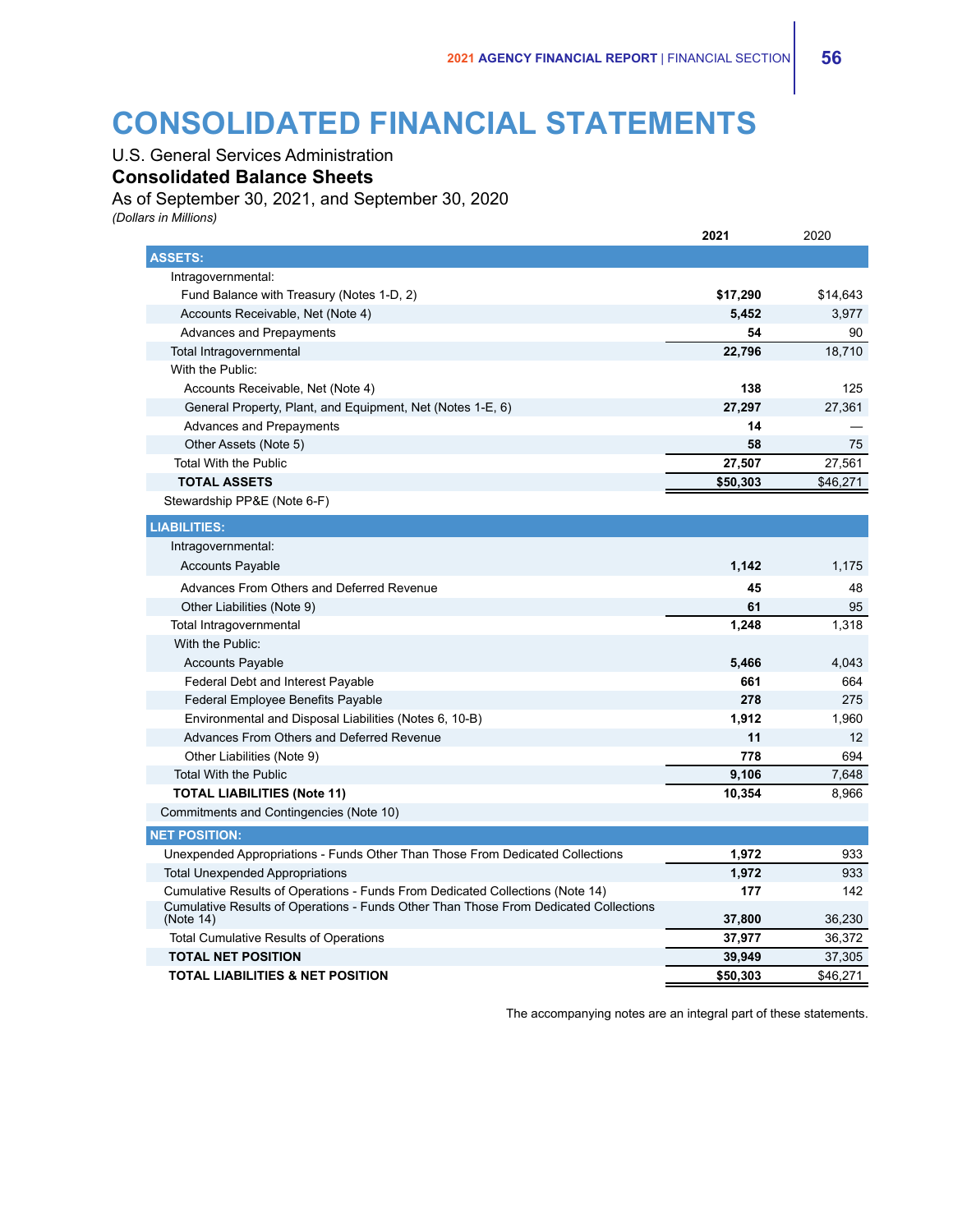# CONSOLIDATED FINANCIAL STATEMENTS

U.S. General Services Administration

**Consolidated Balance Sheets**

As of September 30, 2021, and September 30, 2020

*(Dollars in Millions)*

| | **2021** | 2020 |
|---|---|---|
| **ASSETS:** | | |
| Intragovernmental: | | |
| Fund Balance with Treasury (Notes 1-D, 2) | **$17,290** | $14,643 |
| Accounts Receivable, Net (Note 4) | **5,452** | 3,977 |
| Advances and Prepayments | **54** | 90 |
| Total Intragovernmental | **22,796** | 18,710 |
| With the Public: | | |
| Accounts Receivable, Net (Note 4) | **138** | 125 |
| General Property, Plant, and Equipment, Net (Notes 1-E, 6) | **27,297** | 27,361 |
| Advances and Prepayments | **14** | — |
| Other Assets (Note 5) | **58** | 75 |
| Total With the Public | **27,507** | 27,561 |
| **TOTAL ASSETS** | **$50,303** | $46,271 |
| Stewardship PP&E (Note 6-F) | | |
| **LIABILITIES:** | | |
| Intragovernmental: | | |
| Accounts Payable | **1,142** | 1,175 |
| Advances From Others and Deferred Revenue | **45** | 48 |
| Other Liabilities (Note 9) | **61** | 95 |
| Total Intragovernmental | **1,248** | 1,318 |
| With the Public: | | |
| Accounts Payable | **5,466** | 4,043 |
| Federal Debt and Interest Payable | **661** | 664 |
| Federal Employee Benefits Payable | **278** | 275 |
| Environmental and Disposal Liabilities (Notes 6, 10-B) | **1,912** | 1,960 |
| Advances From Others and Deferred Revenue | **11** | 12 |
| Other Liabilities (Note 9) | **778** | 694 |
| Total With the Public | **9,106** | 7,648 |
| **TOTAL LIABILITIES (Note 11)** | **10,354** | 8,966 |
| Commitments and Contingencies (Note 10) | | |
| **NET POSITION:** | | |
| Unexpended Appropriations - Funds Other Than Those From Dedicated Collections | **1,972** | 933 |
| Total Unexpended Appropriations | **1,972** | 933 |
| Cumulative Results of Operations - Funds From Dedicated Collections (Note 14) | **177** | 142 |
| Cumulative Results of Operations - Funds Other Than Those From Dedicated Collections (Note 14) | **37,800** | 36,230 |
| Total Cumulative Results of Operations | **37,977** | 36,372 |
| **TOTAL NET POSITION** | **39,949** | 37,305 |
| **TOTAL LIABILITIES & NET POSITION** | **$50,303** | $46,271 |

The accompanying notes are an integral part of these statements.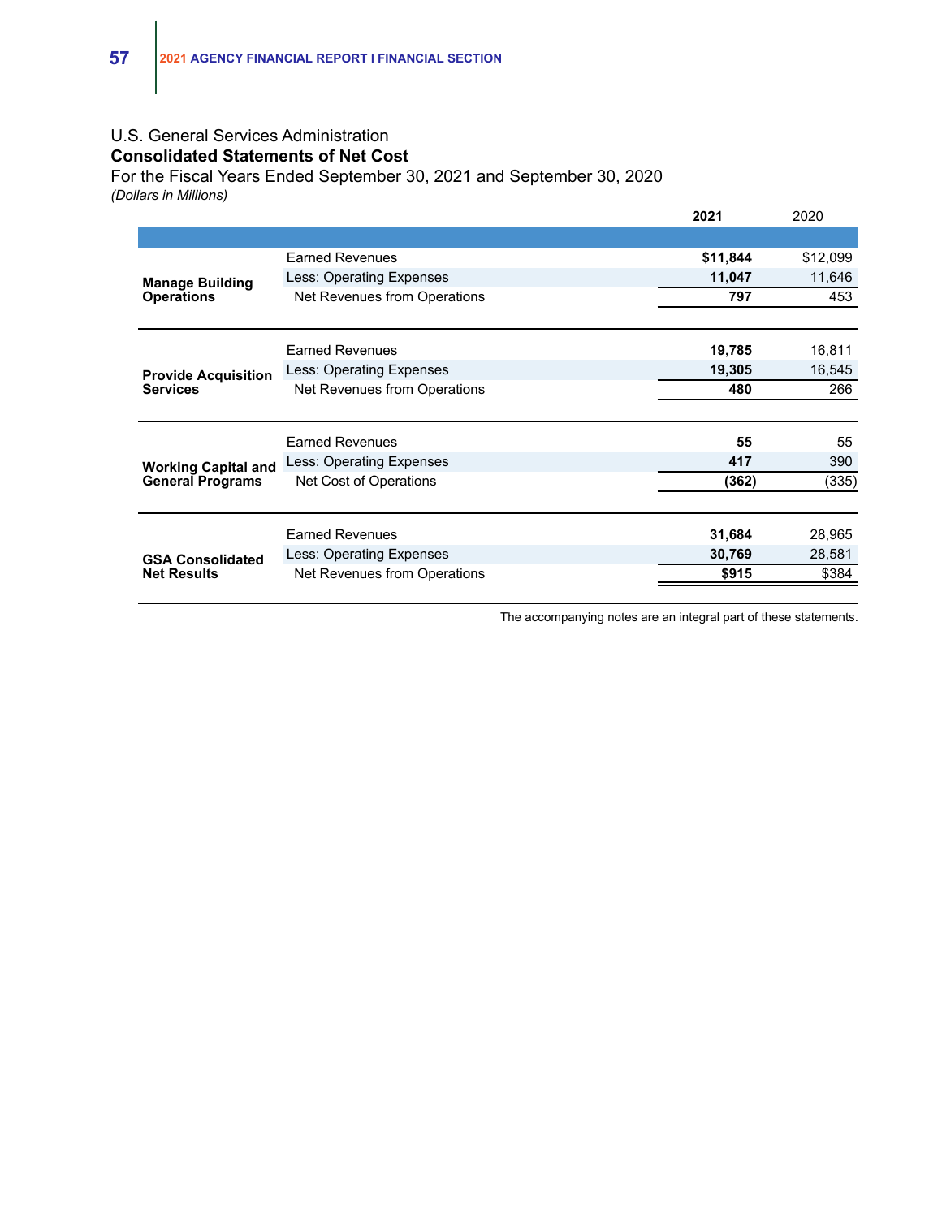U.S. General Services Administration

**Consolidated Statements of Net Cost**

For the Fiscal Years Ended September 30, 2021 and September 30, 2020

*(Dollars in Millions)*

| | | 2021 | 2020 |
|---|---|---|---|
| **Manage Building Operations** | Earned Revenues | **$11,844** | $12,099 |
| | Less: Operating Expenses | **11,047** | 11,646 |
| | Net Revenues from Operations | **797** | 453 |
| **Provide Acquisition Services** | Earned Revenues | **19,785** | 16,811 |
| | Less: Operating Expenses | **19,305** | 16,545 |
| | Net Revenues from Operations | **480** | 266 |
| **Working Capital and General Programs** | Earned Revenues | **55** | 55 |
| | Less: Operating Expenses | **417** | 390 |
| | Net Cost of Operations | **(362)** | (335) |
| **GSA Consolidated Net Results** | Earned Revenues | **31,684** | 28,965 |
| | Less: Operating Expenses | **30,769** | 28,581 |
| | Net Revenues from Operations | **$915** | $384 |

The accompanying notes are an integral part of these statements.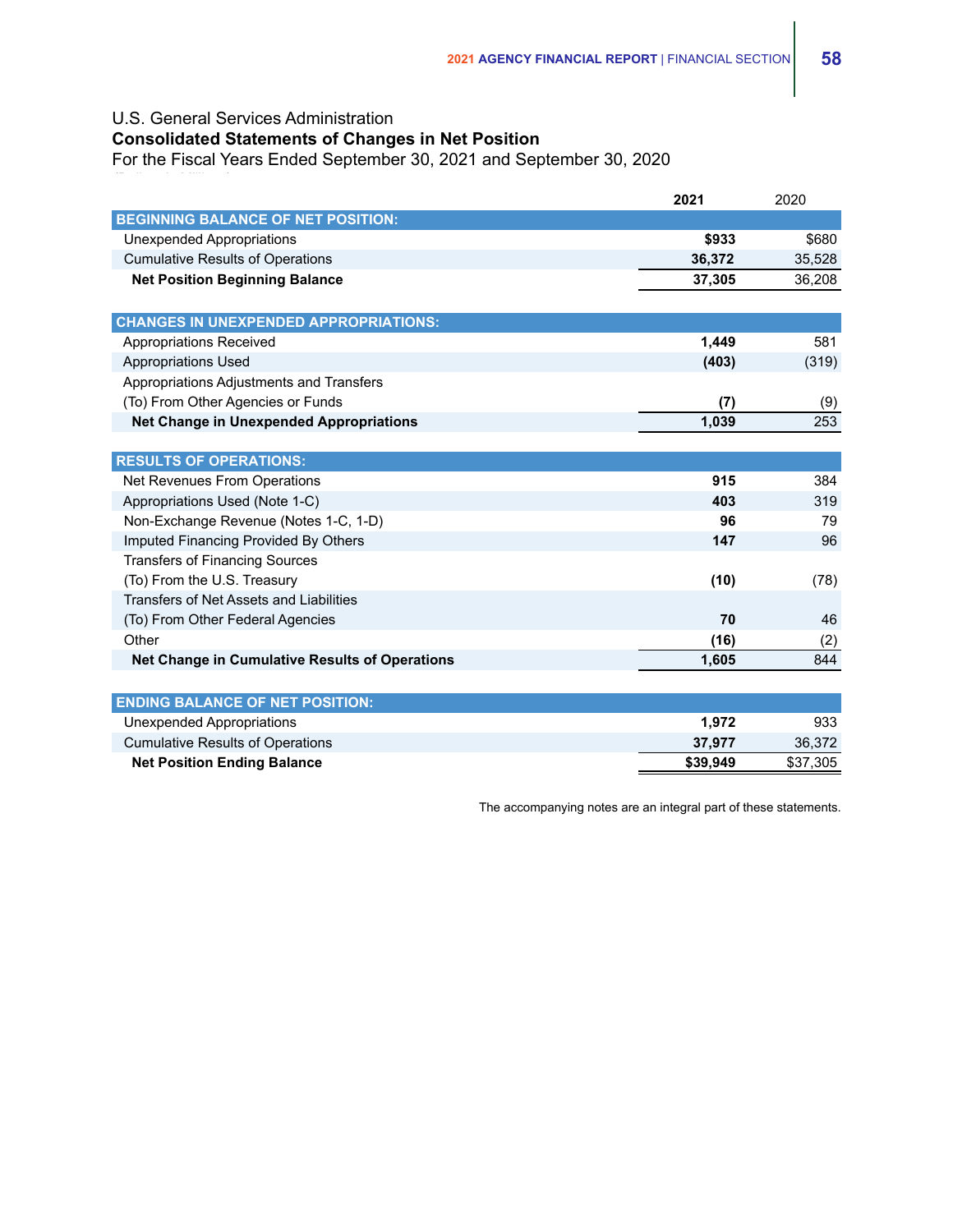U.S. General Services Administration

**Consolidated Statements of Changes in Net Position**

For the Fiscal Years Ended September 30, 2021 and September 30, 2020

| | **2021** | 2020 |
|---|---|---|
| **BEGINNING BALANCE OF NET POSITION:** | | |
| Unexpended Appropriations | **$933** | $680 |
| Cumulative Results of Operations | **36,372** | 35,528 |
| **Net Position Beginning Balance** | **37,305** | 36,208 |
| **CHANGES IN UNEXPENDED APPROPRIATIONS:** | | |
| Appropriations Received | **1,449** | 581 |
| Appropriations Used | **(403)** | (319) |
| Appropriations Adjustments and Transfers (To) From Other Agencies or Funds | **(7)** | (9) |
| **Net Change in Unexpended Appropriations** | **1,039** | 253 |
| **RESULTS OF OPERATIONS:** | | |
| Net Revenues From Operations | **915** | 384 |
| Appropriations Used (Note 1-C) | **403** | 319 |
| Non-Exchange Revenue (Notes 1-C, 1-D) | **96** | 79 |
| Imputed Financing Provided By Others | **147** | 96 |
| Transfers of Financing Sources (To) From the U.S. Treasury | **(10)** | (78) |
| Transfers of Net Assets and Liabilities (To) From Other Federal Agencies | **70** | 46 |
| Other | **(16)** | (2) |
| **Net Change in Cumulative Results of Operations** | **1,605** | 844 |
| **ENDING BALANCE OF NET POSITION:** | | |
| Unexpended Appropriations | **1,972** | 933 |
| Cumulative Results of Operations | **37,977** | 36,372 |
| **Net Position Ending Balance** | **$39,949** | $37,305 |

The accompanying notes are an integral part of these statements.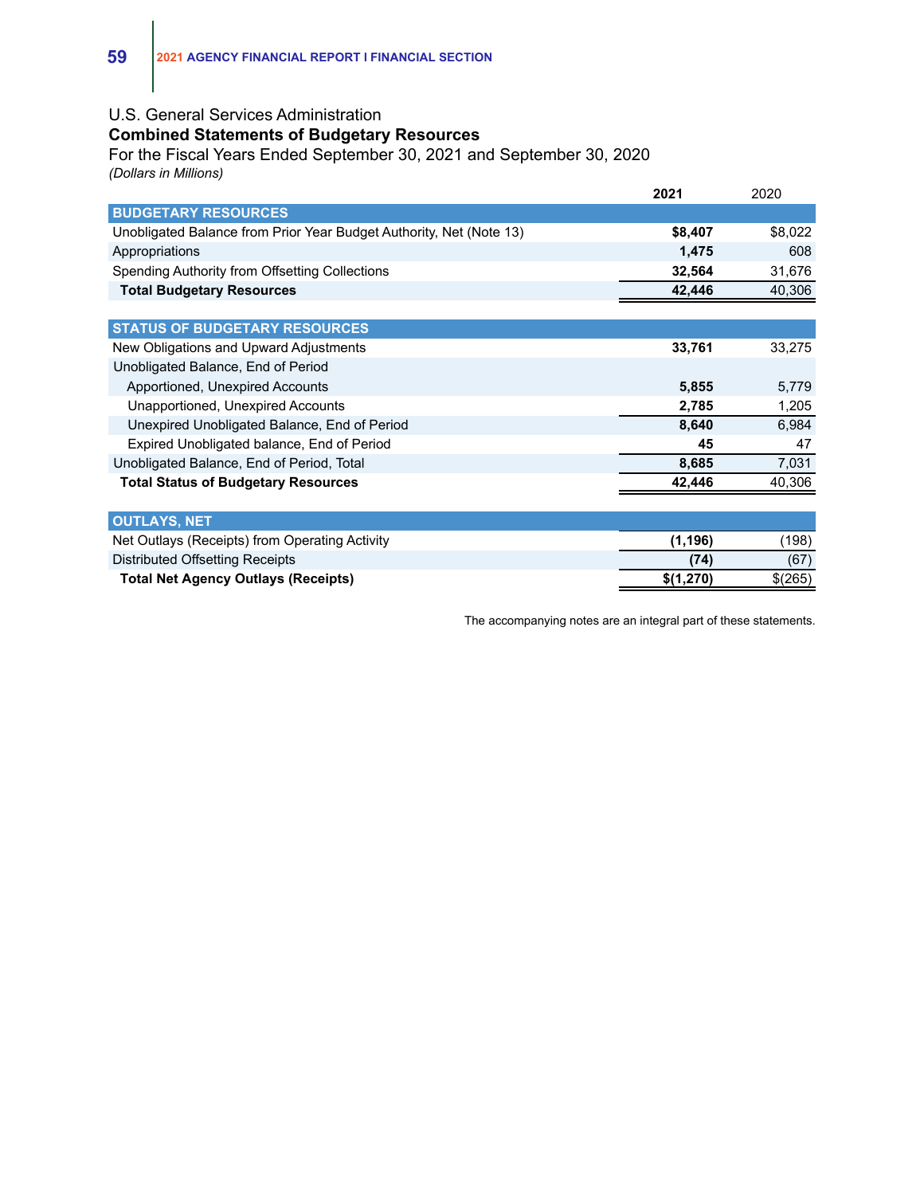U.S. General Services Administration

**Combined Statements of Budgetary Resources**

For the Fiscal Years Ended September 30, 2021 and September 30, 2020

*(Dollars in Millions)*

| | **2021** | 2020 |
|---|---|---|
| **BUDGETARY RESOURCES** | | |
| Unobligated Balance from Prior Year Budget Authority, Net (Note 13) | **$8,407** | $8,022 |
| Appropriations | **1,475** | 608 |
| Spending Authority from Offsetting Collections | **32,564** | 31,676 |
| **Total Budgetary Resources** | **42,446** | 40,306 |
| **STATUS OF BUDGETARY RESOURCES** | | |
| New Obligations and Upward Adjustments | **33,761** | 33,275 |
| Unobligated Balance, End of Period | | |
| Apportioned, Unexpired Accounts | **5,855** | 5,779 |
| Unapportioned, Unexpired Accounts | **2,785** | 1,205 |
| Unexpired Unobligated Balance, End of Period | **8,640** | 6,984 |
| Expired Unobligated balance, End of Period | **45** | 47 |
| Unobligated Balance, End of Period, Total | **8,685** | 7,031 |
| **Total Status of Budgetary Resources** | **42,446** | 40,306 |
| **OUTLAYS, NET** | | |
| Net Outlays (Receipts) from Operating Activity | **(1,196)** | (198) |
| Distributed Offsetting Receipts | **(74)** | (67) |
| **Total Net Agency Outlays (Receipts)** | **$(1,270)** | $(265) |

The accompanying notes are an integral part of these statements.